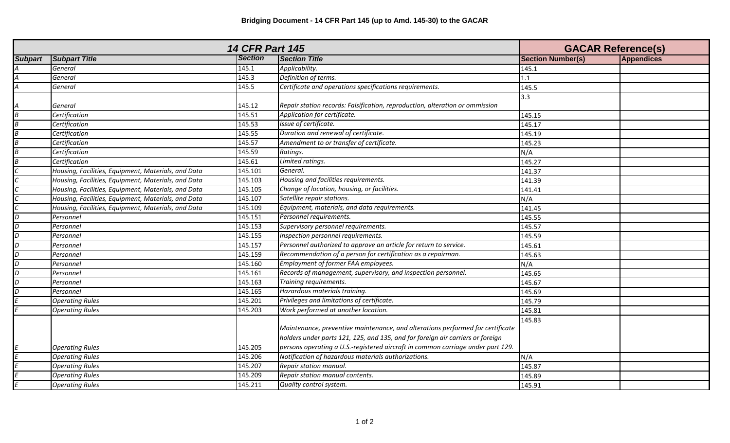**Bridging Document - 14 CFR Part 145 (up to Amd. 145-30) to the GACAR**

| *14 CFR Part 145* | | | | GACAR Reference(s) | |
|---|---|---|---|---|---|
| **Subpart** | **Subpart Title** | **Section** | **Section Title** | **Section Number(s)** | **Appendices** |
| *A* | *General* | 145.1 | *Applicability.* | 145.1 | |
| *A* | *General* | 145.3 | *Definition of terms.* | 1.1 | |
| *A* | *General* | 145.5 | *Certificate and operations specifications requirements.* | 145.5 | |
| *A* | *General* | 145.12 | *Repair station records: Falsification, reproduction, alteration or ommission* | 3.3 | |
| *B* | *Certification* | 145.51 | *Application for certificate.* | 145.15 | |
| *B* | *Certification* | 145.53 | *Issue of certificate.* | 145.17 | |
| *B* | *Certification* | 145.55 | *Duration and renewal of certificate.* | 145.19 | |
| *B* | *Certification* | 145.57 | *Amendment to or transfer of certificate.* | 145.23 | |
| *B* | *Certification* | 145.59 | *Ratings.* | N/A | |
| *B* | *Certification* | 145.61 | *Limited ratings.* | 145.27 | |
| *C* | *Housing, Facilities, Equipment, Materials, and Data* | 145.101 | *General.* | 141.37 | |
| *C* | *Housing, Facilities, Equipment, Materials, and Data* | 145.103 | *Housing and facilities requirements.* | 141.39 | |
| *C* | *Housing, Facilities, Equipment, Materials, and Data* | 145.105 | *Change of location, housing, or facilities.* | 141.41 | |
| *C* | *Housing, Facilities, Equipment, Materials, and Data* | 145.107 | *Satellite repair stations.* | N/A | |
| *C* | *Housing, Facilities, Equipment, Materials, and Data* | 145.109 | *Equipment, materials, and data requirements.* | 141.45 | |
| *D* | *Personnel* | 145.151 | *Personnel requirements.* | 145.55 | |
| *D* | *Personnel* | 145.153 | *Supervisory personnel requirements.* | 145.57 | |
| *D* | *Personnel* | 145.155 | *Inspection personnel requirements.* | 145.59 | |
| *D* | *Personnel* | 145.157 | *Personnel authorized to approve an article for return to service.* | 145.61 | |
| *D* | *Personnel* | 145.159 | *Recommendation of a person for certification as a repairman.* | 145.63 | |
| *D* | *Personnel* | 145.160 | *Employment of former FAA employees.* | N/A | |
| *D* | *Personnel* | 145.161 | *Records of management, supervisory, and inspection personnel.* | 145.65 | |
| *D* | *Personnel* | 145.163 | *Training requirements.* | 145.67 | |
| *D* | *Personnel* | 145.165 | *Hazardous materials training.* | 145.69 | |
| *E* | *Operating Rules* | 145.201 | *Privileges and limitations of certificate.* | 145.79 | |
| *E* | *Operating Rules* | 145.203 | *Work performed at another location.* | 145.81 | |
| *E* | *Operating Rules* | 145.205 | *Maintenance, preventive maintenance, and alterations performed for certificate holders under parts 121, 125, and 135, and for foreign air carriers or foreign persons operating a U.S.-registered aircraft in common carriage under part 129.* | 145.83 | |
| *E* | *Operating Rules* | 145.206 | *Notification of hazardous materials authorizations.* | N/A | |
| *E* | *Operating Rules* | 145.207 | *Repair station manual.* | 145.87 | |
| *E* | *Operating Rules* | 145.209 | *Repair station manual contents.* | 145.89 | |
| *E* | *Operating Rules* | 145.211 | *Quality control system.* | 145.91 | |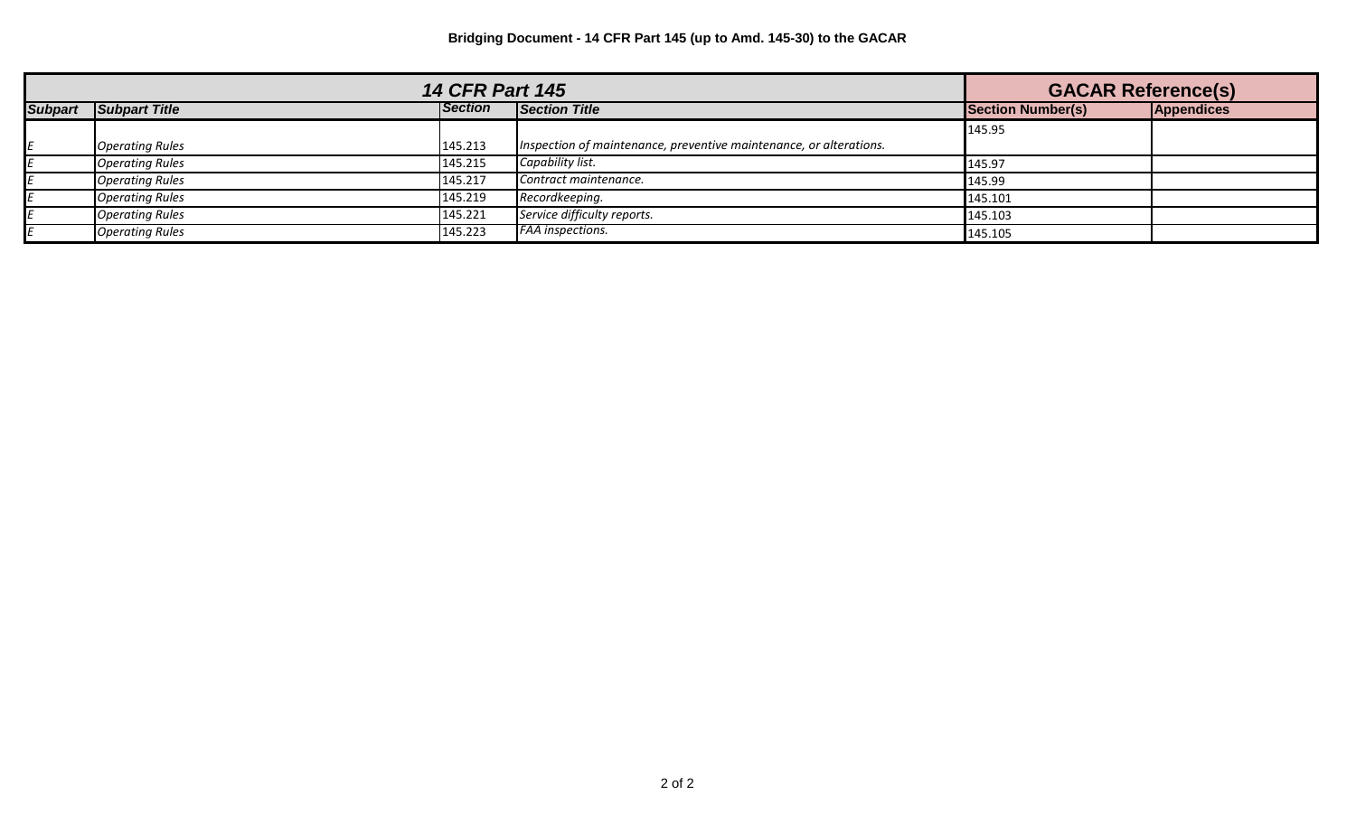**Bridging Document - 14 CFR Part 145 (up to Amd. 145-30) to the GACAR**

| ***14 CFR Part 145*** | | | | **GACAR Reference(s)** | |
|---|---|---|---|---|---|
| ***Subpart*** | ***Subpart Title*** | ***Section*** | ***Section Title*** | **Section Number(s)** | **Appendices** |
| *E* | *Operating Rules* | 145.213 | *Inspection of maintenance, preventive maintenance, or alterations.* | 145.95 | |
| *E* | *Operating Rules* | 145.215 | *Capability list.* | 145.97 | |
| *E* | *Operating Rules* | 145.217 | *Contract maintenance.* | 145.99 | |
| *E* | *Operating Rules* | 145.219 | *Recordkeeping.* | 145.101 | |
| *E* | *Operating Rules* | 145.221 | *Service difficulty reports.* | 145.103 | |
| *E* | *Operating Rules* | 145.223 | *FAA inspections.* | 145.105 | |